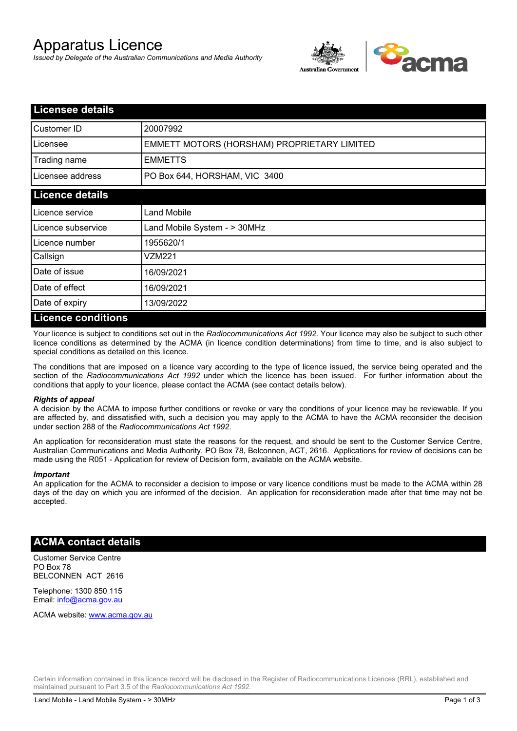# Apparatus Licence

*Issued by Delegate of the Australian Communications and Media Authority*

## Licensee details

| | |
|---|---|
| Customer ID | 20007992 |
| Licensee | EMMETT MOTORS (HORSHAM) PROPRIETARY LIMITED |
| Trading name | EMMETTS |
| Licensee address | PO Box 644, HORSHAM, VIC 3400 |

## Licence details

| | |
|---|---|
| Licence service | Land Mobile |
| Licence subservice | Land Mobile System - > 30MHz |
| Licence number | 1955620/1 |
| Callsign | VZM221 |
| Date of issue | 16/09/2021 |
| Date of effect | 16/09/2021 |
| Date of expiry | 13/09/2022 |

## Licence conditions

Your licence is subject to conditions set out in the *Radiocommunications Act 1992*. Your licence may also be subject to such other licence conditions as determined by the ACMA (in licence condition determinations) from time to time, and is also subject to special conditions as detailed on this licence.

The conditions that are imposed on a licence vary according to the type of licence issued, the service being operated and the section of the *Radiocommunications Act 1992* under which the licence has been issued. For further information about the conditions that apply to your licence, please contact the ACMA (see contact details below).

***Rights of appeal***

A decision by the ACMA to impose further conditions or revoke or vary the conditions of your licence may be reviewable. If you are affected by, and dissatisfied with, such a decision you may apply to the ACMA to have the ACMA reconsider the decision under section 288 of the *Radiocommunications Act 1992*.

An application for reconsideration must state the reasons for the request, and should be sent to the Customer Service Centre, Australian Communications and Media Authority, PO Box 78, Belconnen, ACT, 2616. Applications for review of decisions can be made using the R051 - Application for review of Decision form, available on the ACMA website.

***Important***

An application for the ACMA to reconsider a decision to impose or vary licence conditions must be made to the ACMA within 28 days of the day on which you are informed of the decision. An application for reconsideration made after that time may not be accepted.

## ACMA contact details

Customer Service Centre
PO Box 78
BELCONNEN ACT 2616

Telephone: 1300 850 115
Email: info@acma.gov.au

ACMA website: www.acma.gov.au

Certain information contained in this licence record will be disclosed in the Register of Radiocommunications Licences (RRL), established and maintained pursuant to Part 3.5 of the *Radiocommunications Act 1992.*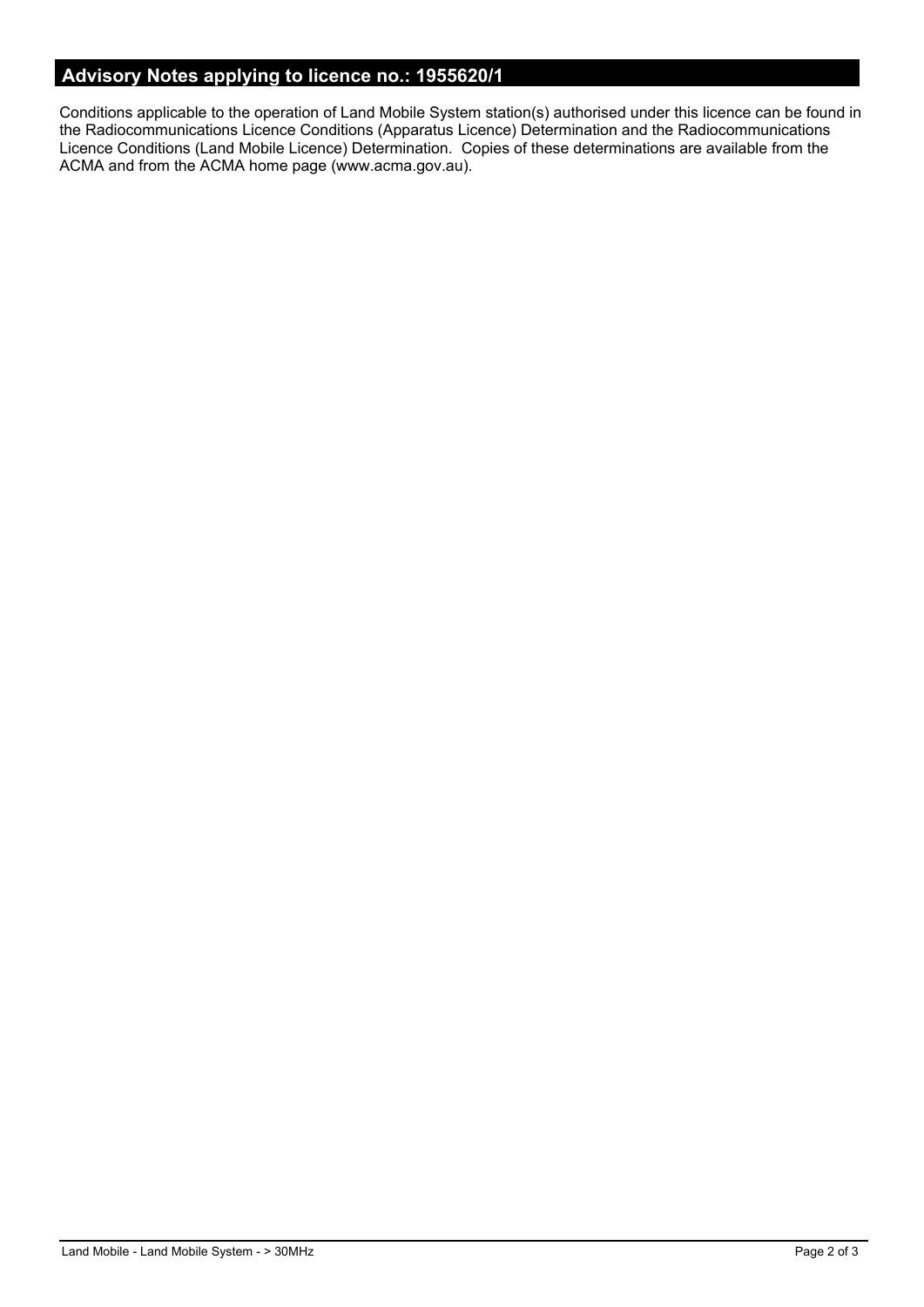## Advisory Notes applying to licence no.: 1955620/1

Conditions applicable to the operation of Land Mobile System station(s) authorised under this licence can be found in the Radiocommunications Licence Conditions (Apparatus Licence) Determination and the Radiocommunications Licence Conditions (Land Mobile Licence) Determination. Copies of these determinations are available from the ACMA and from the ACMA home page (www.acma.gov.au).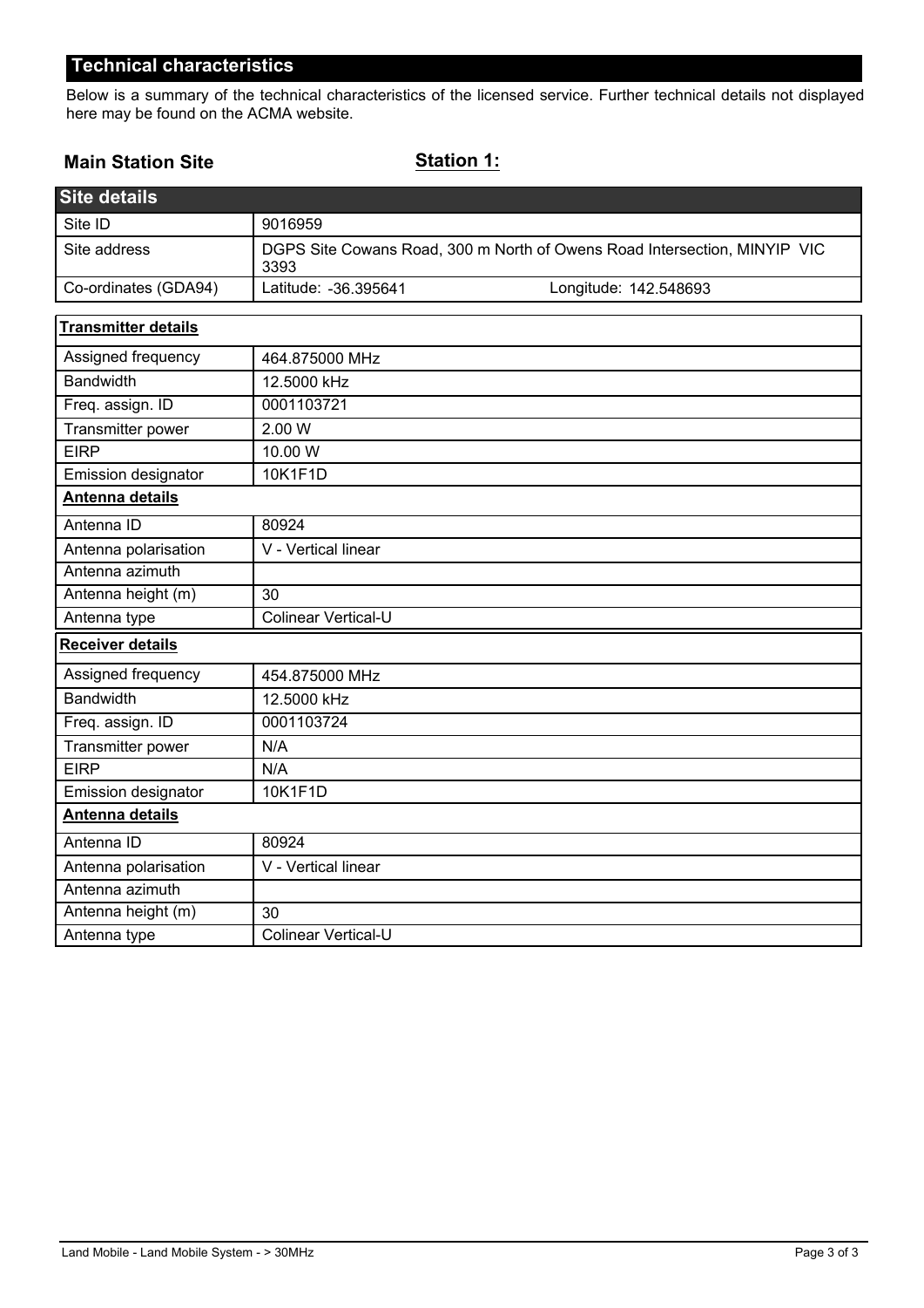## Technical characteristics

Below is a summary of the technical characteristics of the licensed service. Further technical details not displayed here may be found on the ACMA website.

**Main Station Site** **Station 1:**

| Site details | |
|---|---|
| Site ID | 9016959 |
| Site address | DGPS Site Cowans Road, 300 m North of Owens Road Intersection, MINYIP VIC 3393 |
| Co-ordinates (GDA94) | Latitude: -36.395641 Longitude: 142.548693 |

| **Transmitter details** | |
|---|---|
| Assigned frequency | 464.875000 MHz |
| Bandwidth | 12.5000 kHz |
| Freq. assign. ID | 0001103721 |
| Transmitter power | 2.00 W |
| EIRP | 10.00 W |
| Emission designator | 10K1F1D |
| **Antenna details** | |
| Antenna ID | 80924 |
| Antenna polarisation | V - Vertical linear |
| Antenna azimuth | |
| Antenna height (m) | 30 |
| Antenna type | Colinear Vertical-U |

| **Receiver details** | |
|---|---|
| Assigned frequency | 454.875000 MHz |
| Bandwidth | 12.5000 kHz |
| Freq. assign. ID | 0001103724 |
| Transmitter power | N/A |
| EIRP | N/A |
| Emission designator | 10K1F1D |
| **Antenna details** | |
| Antenna ID | 80924 |
| Antenna polarisation | V - Vertical linear |
| Antenna azimuth | |
| Antenna height (m) | 30 |
| Antenna type | Colinear Vertical-U |